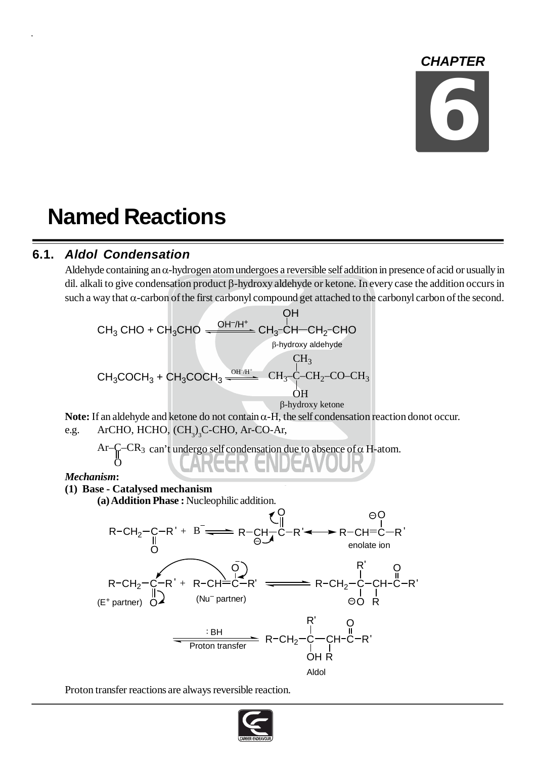# CHAPTER 6

# Named Reactions

## 6.1. *Aldol Condensation*

Aldehyde containing an α-hydrogen atom undergoes a reversible self addition in presence of acid or usually in dil. alkali to give condensation product β-hydroxy aldehyde or ketone. In every case the addition occurs in such a way that α-carbon of the first carbonyl compound get attached to the carbonyl carbon of the second.

$$CH_3CHO + CH_3CHO \xrightleftharpoons{OH^-/H^+} CH_3-\underset{|}{\overset{OH}{C}}H-CH_2-CHO$$

β-hydroxy aldehyde

$$CH_3COCH_3 + CH_3COCH_3 \xrightleftharpoons{OH^-/H^+} CH_3-\overset{CH_3}{\underset{OH}{C}}-CH_2-CO-CH_3$$

β-hydroxy ketone

**Note:** If an aldehyde and ketone do not contain α-H, the self condensation reaction donot occur.

e.g. ArCHO, HCHO, $(CH_3)_3C$-CHO, Ar-CO-Ar,

$Ar-\underset{O}{\underset{\|}{C}}-CR_3$ can't undergo self condensation due to absence of α H-atom.

***Mechanism*:**

**(1) Base - Catalysed mechanism**

**(a) Addition Phase :** Nucleophilic addition.

$$R-CH_2-\underset{O}{\underset{\|}{C}}-R' + B^- \rightleftharpoons R-\overset{\ominus}{C}H-\overset{O}{\overset{\|}{C}}-R' \longleftrightarrow R-CH=\overset{\ominus O}{\overset{|}{C}}-R'$$

enolate ion

$$\underset{(E^+ \text{ partner})}{R-CH_2-\underset{O}{\underset{\|}{C}}-R'} + \underset{(Nu^- \text{ partner})}{R-CH=\overset{O^-}{\overset{|}{C}}-R'} \rightleftharpoons R-CH_2-\overset{R'}{\underset{\ominus O}{C}}-\underset{R}{C}H-\overset{O}{\overset{\|}{C}}-R'$$

$$\xrightleftharpoons[\text{Proton transfer}]{:BH} R-CH_2-\overset{R'}{\underset{OH}{C}}-\underset{R}{C}H-\overset{O}{\overset{\|}{C}}-R'$$

Aldol

Proton transfer reactions are always reversible reaction.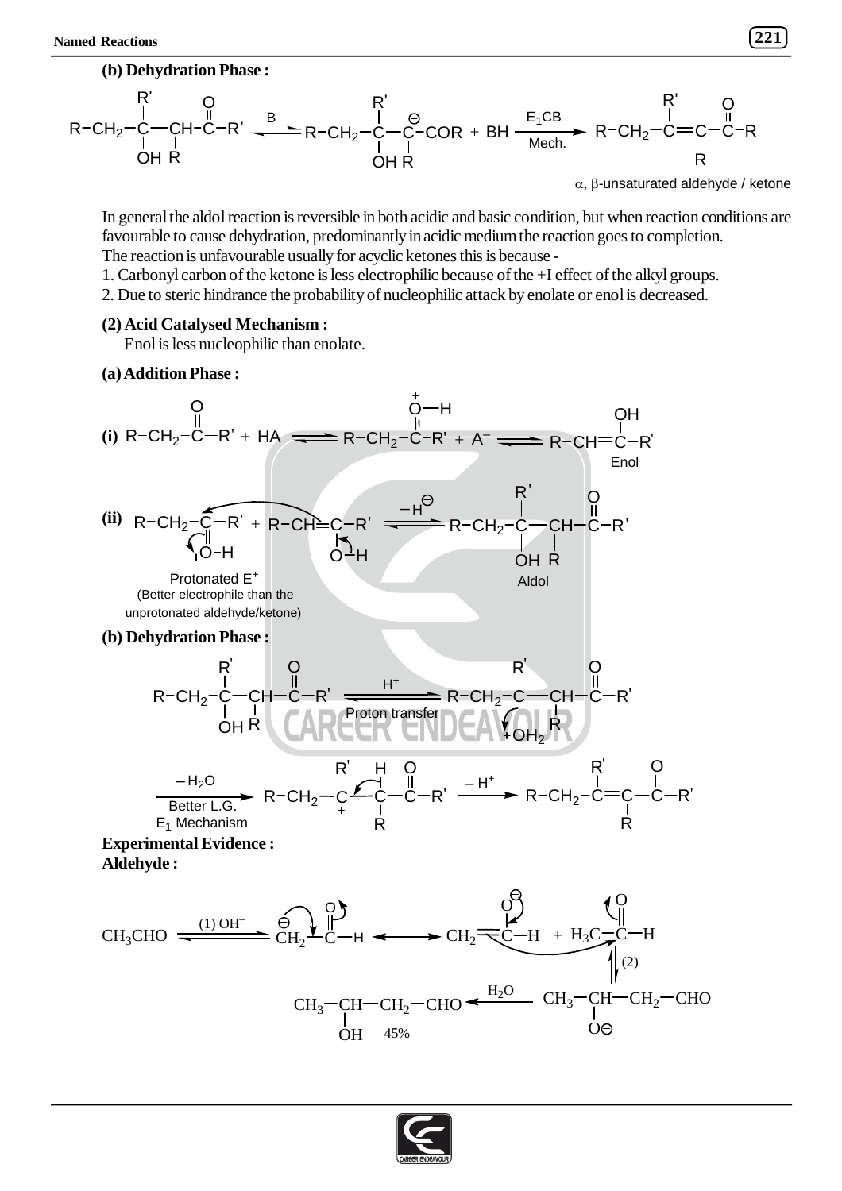**(b) Dehydration Phase :**

$$R-CH_2-\overset{R'}{\underset{OH}{C}}-\underset{R}{CH}-\overset{O}{\overset{\|}{C}}-R' \underset{}{\overset{B^-}{\rightleftharpoons}} R-CH_2-\overset{R'}{\underset{OH}{C}}-\underset{R}{\overset{\ominus}{C}}-COR + BH \xrightarrow[\text{Mech.}]{E_1CB} R-CH_2-\overset{R'}{C}=\underset{R}{C}-\overset{O}{\overset{\|}{C}}-R$$

$\alpha, \beta$-unsaturated aldehyde / ketone

In general the aldol reaction is reversible in both acidic and basic condition, but when reaction conditions are favourable to cause dehydration, predominantly in acidic medium the reaction goes to completion.
The reaction is unfavourable usually for acyclic ketones this is because -

1. Carbonyl carbon of the ketone is less electrophilic because of the +I effect of the alkyl groups.
2. Due to steric hindrance the probability of nucleophilic attack by enolate or enol is decreased.

**(2) Acid Catalysed Mechanism :**

Enol is less nucleophilic than enolate.

**(a) Addition Phase :**

**(i)** $$R-CH_2-\overset{O}{\overset{\|}{C}}-R' + HA \rightleftharpoons R-CH_2-\overset{\overset{+}{O}-H}{\overset{\|}{C}}-R' + A^- \rightleftharpoons R-CH=\overset{OH}{C}-R'$$

Enol

**(ii)** $$R-CH_2-\overset{\overset{+}{O}-H}{\overset{\|}{C}}-R' + R-CH=\overset{O-H}{C}-R' \underset{}{\overset{-H^{\oplus}}{\rightleftharpoons}} R-CH_2-\overset{R'}{\underset{OH}{C}}-\underset{R}{CH}-\overset{O}{\overset{\|}{C}}-R'$$

Protonated $E^+$ (Better electrophile than the unprotonated aldehyde/ketone) — Aldol

**(b) Dehydration Phase :**

$$R-CH_2-\overset{R'}{\underset{OH}{C}}-\underset{R}{CH}-\overset{O}{\overset{\|}{C}}-R' \underset{\text{Proton transfer}}{\overset{H^+}{\rightleftharpoons}} R-CH_2-\overset{R'}{\underset{\overset{+}{O}H_2}{C}}-\underset{R}{CH}-\overset{O}{\overset{\|}{C}}-R'$$

$$\xrightarrow[\text{Better L.G.}\ E_1\ \text{Mechanism}]{-H_2O} R-CH_2-\overset{R'}{\underset{+}{C}}-\overset{H}{\underset{R}{C}}-\overset{O}{\overset{\|}{C}}-R' \xrightarrow{-H^+} R-CH_2-\overset{R'}{C}=\underset{R}{C}-\overset{O}{\overset{\|}{C}}-R'$$

**Experimental Evidence :**

**Aldehyde :**

$$CH_3CHO \underset{}{\overset{(1)\ OH^-}{\rightleftharpoons}} \overset{\ominus}{C}H_2-\overset{O}{\overset{\|}{C}}-H \longleftrightarrow CH_2=\overset{O^{\ominus}}{C}-H + H_3C-\overset{O}{\overset{\|}{C}}-H$$

$$\xrightarrow{(2)} CH_3-\underset{O^{\ominus}}{CH}-CH_2-CHO \xrightarrow{H_2O} CH_3-\underset{OH}{CH}-CH_2-CHO \quad 45\%$$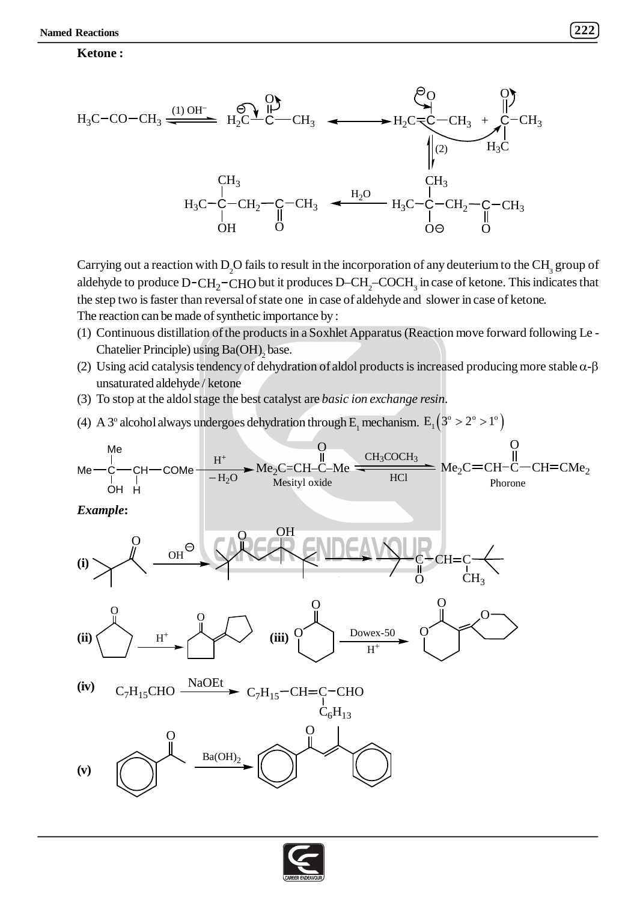**Ketone :**

$$H_3C-CO-CH_3 \xrightleftharpoons{(1)\ OH^-} H_2\overset{\ominus}{C}-\overset{O}{\overset{\|}{C}}-CH_3 \longleftrightarrow H_2C=\overset{O^{\ominus}}{\overset{|}{C}}-CH_3 \; + \; \overset{O}{\overset{\|}{C}}(H_3C)-CH_3$$

$$\xrightleftharpoons{(2)} H_3C-\overset{CH_3}{\overset{|}{\underset{O^{\ominus}}{\underset{|}{C}}}}-CH_2-\underset{O}{\underset{\|}{C}}-CH_3 \xrightarrow{H_2O} H_3C-\overset{CH_3}{\overset{|}{\underset{OH}{\underset{|}{C}}}}-CH_2-\underset{O}{\underset{\|}{C}}-CH_3$$

Carrying out a reaction with $D_2O$ fails to result in the incorporation of any deuterium to the $CH_3$ group of aldehyde to produce $D-CH_2-CHO$ but it produces $D-CH_2-COCH_3$ in case of ketone. This indicates that the step two is faster than reversal of state one in case of aldehyde and slower in case of ketone.

The reaction can be made of synthetic importance by :

(1) Continuous distillation of the products in a Soxhlet Apparatus (Reaction move forward following Le - Chatelier Principle) using $Ba(OH)_2$ base.

(2) Using acid catalysis tendency of dehydration of aldol products is increased producing more stable $\alpha$-$\beta$ unsaturated aldehyde / ketone

(3) To stop at the aldol stage the best catalyst are *basic ion exchange resin*.

(4) A 3° alcohol always undergoes dehydration through $E_1$ mechanism. $E_1\left(3^o > 2^o > 1^o\right)$

$$Me-\overset{Me}{\overset{|}{\underset{OH}{\underset{|}{C}}}}-\underset{H}{\underset{|}{CH}}-COMe \xrightarrow[-H_2O]{H^+} \underset{\text{Mesityl oxide}}{Me_2C=CH-\overset{O}{\overset{\|}{C}}-Me} \xrightleftharpoons[HCl]{CH_3COCH_3} \underset{\text{Phorone}}{Me_2C=CH-\overset{O}{\overset{\|}{C}}-CH=CMe_2}$$

***Example*:**

**(i)** $(CH_3)_3C-CO-CH_3 \xrightarrow{OH^{\ominus}} (CH_3)_3C-CO-CH_2-C(OH)(CH_3)-C(CH_3)_3 \longrightarrow (CH_3)_3C-\underset{O}{\underset{\|}{C}}-CH=\underset{CH_3}{\underset{|}{C}}-C(CH_3)_3$

**(ii)** Cyclopentanone $\xrightarrow{H^+}$ 2-cyclopentylidenecyclopentanone

**(iii)** δ-Valerolactone $\xrightarrow[H^+]{\text{Dowex-50}}$ 3-(tetrahydropyran-2-ylidene)-δ-valerolactone

**(iv)** $C_7H_{15}CHO \xrightarrow{NaOEt} C_7H_{15}-CH=\underset{C_6H_{13}}{\underset{|}{C}}-CHO$

**(v)** Acetophenone $\xrightarrow{Ba(OH)_2}$ $C_6H_5-CO-CH=C(CH_3)-C_6H_5$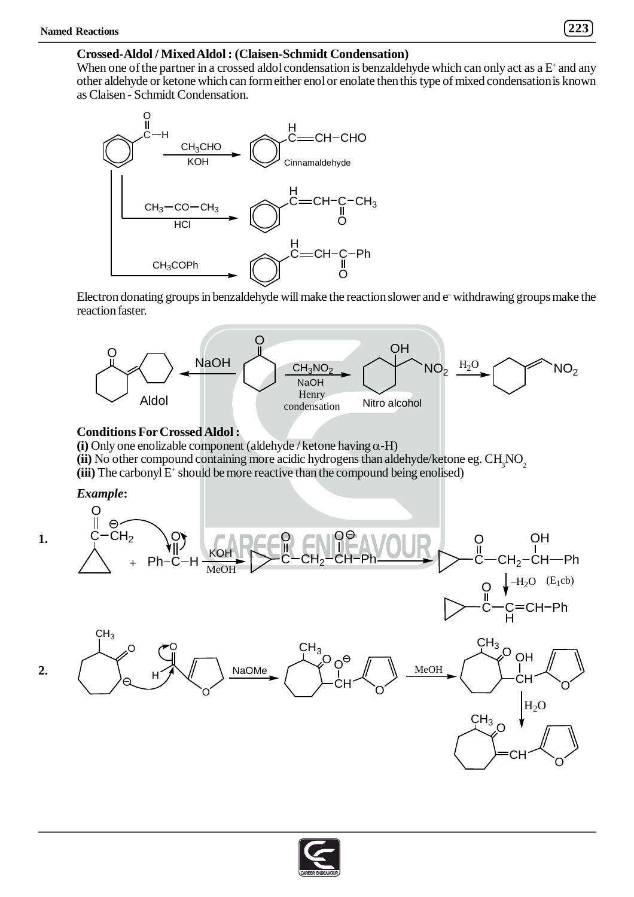**Crossed-Aldol / Mixed Aldol : (Claisen-Schmidt Condensation)**

When one of the partner in a crossed aldol condensation is benzaldehyde which can only act as a $E^+$ and any other aldehyde or ketone which can form either enol or enolate then this type of mixed condensation is known as Claisen - Schmidt Condensation.

$CH_3CHO$ / KOH → Cinnamaldehyde

$CH_3-CO-CH_3$ / HCl

$CH_3COPh$

Electron donating groups in benzaldehyde will make the reaction slower and $e^-$ withdrawing groups make the reaction faster.

NaOH → Aldol

$CH_3NO_2$ / NaOH, Henry condensation → Nitro alcohol → $H_2O$

**Conditions For Crossed Aldol :**

**(i)** Only one enolizable component (aldehyde / ketone having $\alpha$-H)

**(ii)** No other compound containing more acidic hydrogens than aldehyde/ketone eg. $CH_3NO_2$

**(iii)** The carbonyl $E^+$ should be more reactive than the compound being enolised)

***Example*:**

**1.** KOH / MeOH; $-H_2O$ ($E_1cb$)

**2.** NaOMe; MeOH; $H_2O$